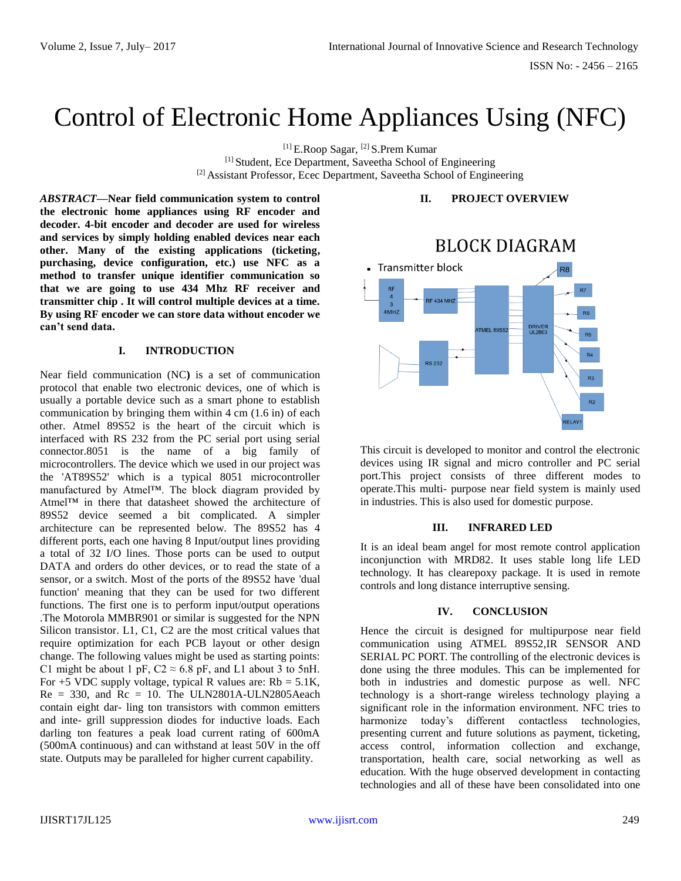# Control of Electronic Home Appliances Using (NFC)

[1] E.Roop Sagar, [2] S.Prem Kumar
[1] Student, Ece Department, Saveetha School of Engineering
[2] Assistant Professor, Ecec Department, Saveetha School of Engineering

***ABSTRACT*—Near field communication system to control the electronic home appliances using RF encoder and decoder. 4-bit encoder and decoder are used for wireless and services by simply holding enabled devices near each other. Many of the existing applications (ticketing, purchasing, device configuration, etc.) use NFC as a method to transfer unique identifier communication so that we are going to use 434 Mhz RF receiver and transmitter chip . It will control multiple devices at a time. By using RF encoder we can store data without encoder we can't send data.**

## I. INTRODUCTION

Near field communication (NC**)** is a set of communication protocol that enable two electronic devices, one of which is usually a portable device such as a smart phone to establish communication by bringing them within 4 cm (1.6 in) of each other. Atmel 89S52 is the heart of the circuit which is interfaced with RS 232 from the PC serial port using serial connector.8051 is the name of a big family of microcontrollers. The device which we used in our project was the 'AT89S52' which is a typical 8051 microcontroller manufactured by Atmel™. The block diagram provided by Atmel™ in there that datasheet showed the architecture of 89S52 device seemed a bit complicated. A simpler architecture can be represented below. The 89S52 has 4 different ports, each one having 8 Input/output lines providing a total of 32 I/O lines. Those ports can be used to output DATA and orders do other devices, or to read the state of a sensor, or a switch. Most of the ports of the 89S52 have 'dual function' meaning that they can be used for two different functions. The first one is to perform input/output operations .The Motorola MMBR901 or similar is suggested for the NPN Silicon transistor. L1, C1, C2 are the most critical values that require optimization for each PCB layout or other design change. The following values might be used as starting points: C1 might be about 1 pF, C2 ≈ 6.8 pF, and L1 about 3 to 5nH. For +5 VDC supply voltage, typical R values are: Rb = 5.1K, Re = 330, and Rc = 10. The ULN2801A-ULN2805Aeach contain eight dar- ling ton transistors with common emitters and inte- grill suppression diodes for inductive loads. Each darling ton features a peak load current rating of 600mA (500mA continuous) and can withstand at least 50V in the off state. Outputs may be paralleled for higher current capability.

## II. PROJECT OVERVIEW

BLOCK DIAGRAM

- Transmitter block

RF 434MHZ | RF 434 MHZ | ATMEL 89S52 | DRIVER UL2803 | RS 232 | R8 | R7 | R6 | R5 | R4 | R3 | R2 | RELAY1

This circuit is developed to monitor and control the electronic devices using IR signal and micro controller and PC serial port.This project consists of three different modes to operate.This multi- purpose near field system is mainly used in industries. This is also used for domestic purpose.

## III. INFRARED LED

It is an ideal beam angel for most remote control application inconjunction with MRD82. It uses stable long life LED technology. It has clearepoxy package. It is used in remote controls and long distance interruptive sensing.

## IV. CONCLUSION

Hence the circuit is designed for multipurpose near field communication using ATMEL 89S52,IR SENSOR AND SERIAL PC PORT. The controlling of the electronic devices is done using the three modules. This can be implemented for both in industries and domestic purpose as well. NFC technology is a short-range wireless technology playing a significant role in the information environment. NFC tries to harmonize today's different contactless technologies, presenting current and future solutions as payment, ticketing, access control, information collection and exchange, transportation, health care, social networking as well as education. With the huge observed development in contacting technologies and all of these have been consolidated into one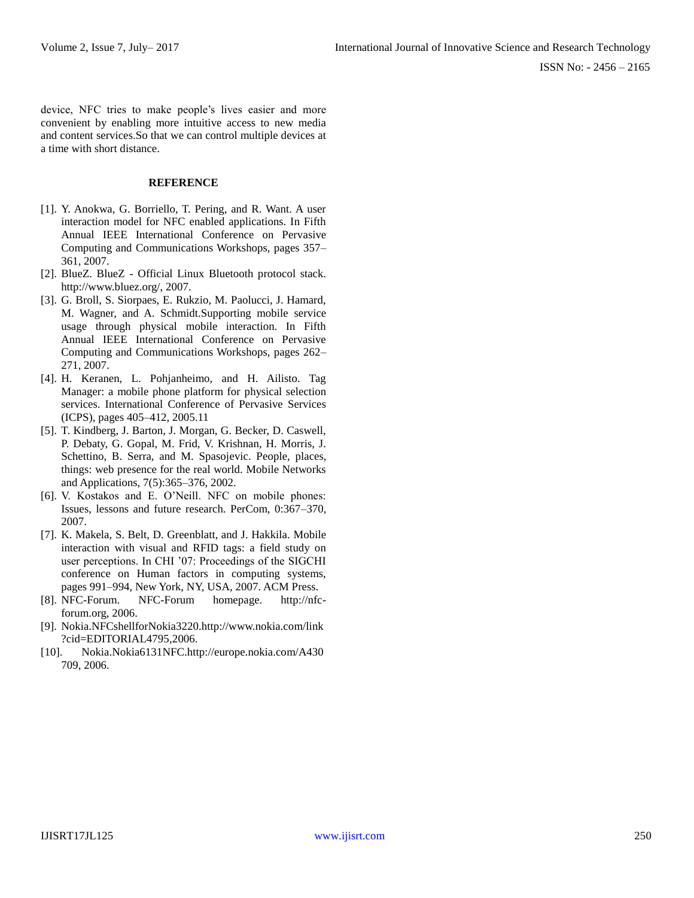device, NFC tries to make people's lives easier and more convenient by enabling more intuitive access to new media and content services.So that we can control multiple devices at a time with short distance.

## REFERENCE

- [1]. Y. Anokwa, G. Borriello, T. Pering, and R. Want. A user interaction model for NFC enabled applications. In Fifth Annual IEEE International Conference on Pervasive Computing and Communications Workshops, pages 357–361, 2007.
- [2]. BlueZ. BlueZ - Official Linux Bluetooth protocol stack. http://www.bluez.org/, 2007.
- [3]. G. Broll, S. Siorpaes, E. Rukzio, M. Paolucci, J. Hamard, M. Wagner, and A. Schmidt.Supporting mobile service usage through physical mobile interaction. In Fifth Annual IEEE International Conference on Pervasive Computing and Communications Workshops, pages 262–271, 2007.
- [4]. H. Keranen, L. Pohjanheimo, and H. Ailisto. Tag Manager: a mobile phone platform for physical selection services. International Conference of Pervasive Services (ICPS), pages 405–412, 2005.11
- [5]. T. Kindberg, J. Barton, J. Morgan, G. Becker, D. Caswell, P. Debaty, G. Gopal, M. Frid, V. Krishnan, H. Morris, J. Schettino, B. Serra, and M. Spasojevic. People, places, things: web presence for the real world. Mobile Networks and Applications, 7(5):365–376, 2002.
- [6]. V. Kostakos and E. O'Neill. NFC on mobile phones: Issues, lessons and future research. PerCom, 0:367–370, 2007.
- [7]. K. Makela, S. Belt, D. Greenblatt, and J. Hakkila. Mobile interaction with visual and RFID tags: a field study on user perceptions. In CHI '07: Proceedings of the SIGCHI conference on Human factors in computing systems, pages 991–994, New York, NY, USA, 2007. ACM Press.
- [8]. NFC-Forum. NFC-Forum homepage. http://nfc-forum.org, 2006.
- [9]. Nokia.NFCshellforNokia3220.http://www.nokia.com/link?cid=EDITORIAL4795,2006.
- [10]. Nokia.Nokia6131NFC.http://europe.nokia.com/A430709, 2006.